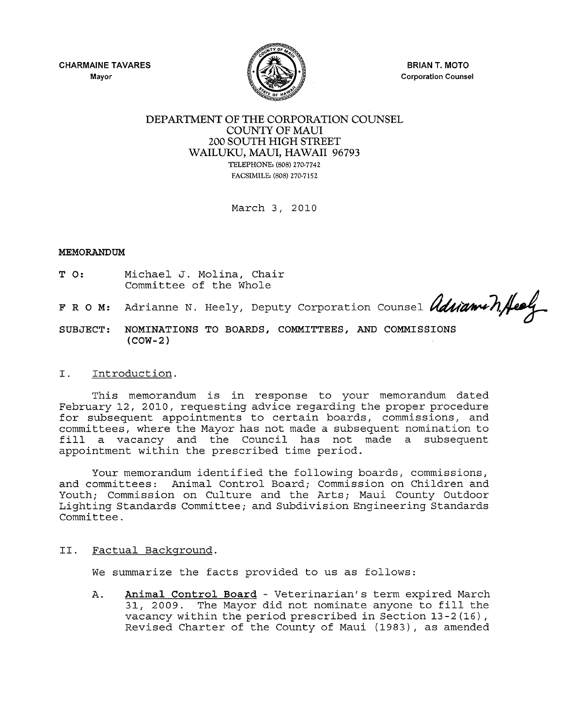CHARMAINE TAVARES
Mayor

BRIAN T. MOTO
Corporation Counsel

DEPARTMENT OF THE CORPORATION COUNSEL
COUNTY OF MAUI
200 SOUTH HIGH STREET
WAILUKU, MAUI, HAWAII 96793
TELEPHONE: (808) 270-7742
FACSIMILE: (808) 270-7152

March 3, 2010

**MEMORANDUM**

T O: Michael J. Molina, Chair
Committee of the Whole

F R O M: Adrianne N. Heely, Deputy Corporation Counsel *Adrianne N. Heely*

SUBJECT: **NOMINATIONS TO BOARDS, COMMITTEES, AND COMMISSIONS (COW-2)**

## I. Introduction.

This memorandum is in response to your memorandum dated February 12, 2010, requesting advice regarding the proper procedure for subsequent appointments to certain boards, commissions, and committees, where the Mayor has not made a subsequent nomination to fill a vacancy and the Council has not made a subsequent appointment within the prescribed time period.

Your memorandum identified the following boards, commissions, and committees: Animal Control Board; Commission on Children and Youth; Commission on Culture and the Arts; Maui County Outdoor Lighting Standards Committee; and Subdivision Engineering Standards Committee.

## II. Factual Background.

We summarize the facts provided to us as follows:

A. **Animal Control Board** - Veterinarian's term expired March 31, 2009. The Mayor did not nominate anyone to fill the vacancy within the period prescribed in Section 13-2(16), Revised Charter of the County of Maui (1983), as amended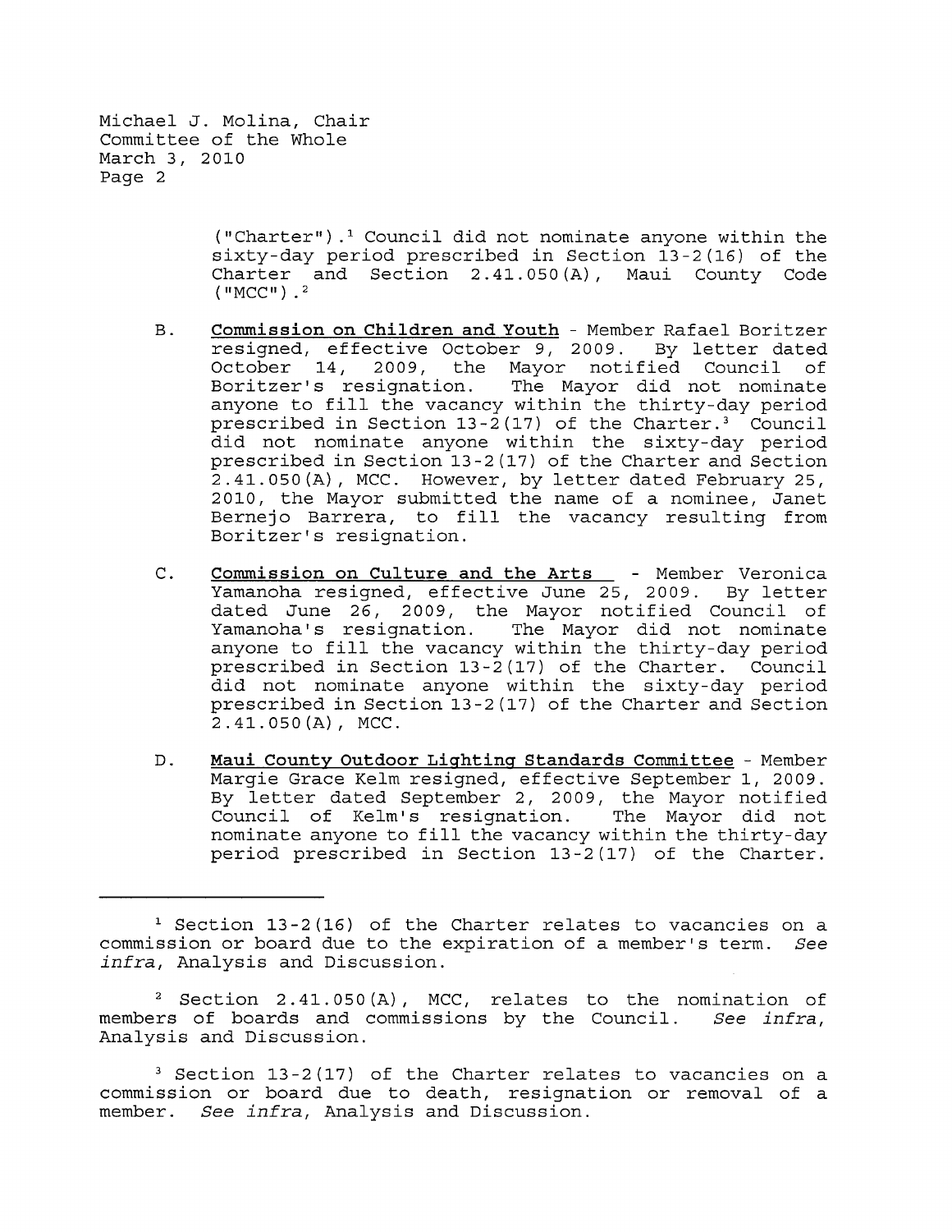("Charter").[1] Council did not nominate anyone within the sixty-day period prescribed in Section 13-2(16) of the Charter and Section 2.41.050(A), Maui County Code ("MCC").[2]

B. **Commission on Children and Youth** - Member Rafael Boritzer resigned, effective October 9, 2009. By letter dated October 14, 2009, the Mayor notified Council of Boritzer's resignation. The Mayor did not nominate anyone to fill the vacancy within the thirty-day period prescribed in Section 13-2(17) of the Charter.[3] Council did not nominate anyone within the sixty-day period prescribed in Section 13-2(17) of the Charter and Section 2.41.050(A), MCC. However, by letter dated February 25, 2010, the Mayor submitted the name of a nominee, Janet Bernejo Barrera, to fill the vacancy resulting from Boritzer's resignation.

C. **Commission on Culture and the Arts** - Member Veronica Yamanoha resigned, effective June 25, 2009. By letter dated June 26, 2009, the Mayor notified Council of Yamanoha's resignation. The Mayor did not nominate anyone to fill the vacancy within the thirty-day period prescribed in Section 13-2(17) of the Charter. Council did not nominate anyone within the sixty-day period prescribed in Section 13-2(17) of the Charter and Section 2.41.050(A), MCC.

D. **Maui County Outdoor Lighting Standards Committee** - Member Margie Grace Kelm resigned, effective September 1, 2009. By letter dated September 2, 2009, the Mayor notified Council of Kelm's resignation. The Mayor did not nominate anyone to fill the vacancy within the thirty-day period prescribed in Section 13-2(17) of the Charter.

---

[1] Section 13-2(16) of the Charter relates to vacancies on a commission or board due to the expiration of a member's term. *See infra*, Analysis and Discussion.

[2] Section 2.41.050(A), MCC, relates to the nomination of members of boards and commissions by the Council. *See infra*, Analysis and Discussion.

[3] Section 13-2(17) of the Charter relates to vacancies on a commission or board due to death, resignation or removal of a member. *See infra*, Analysis and Discussion.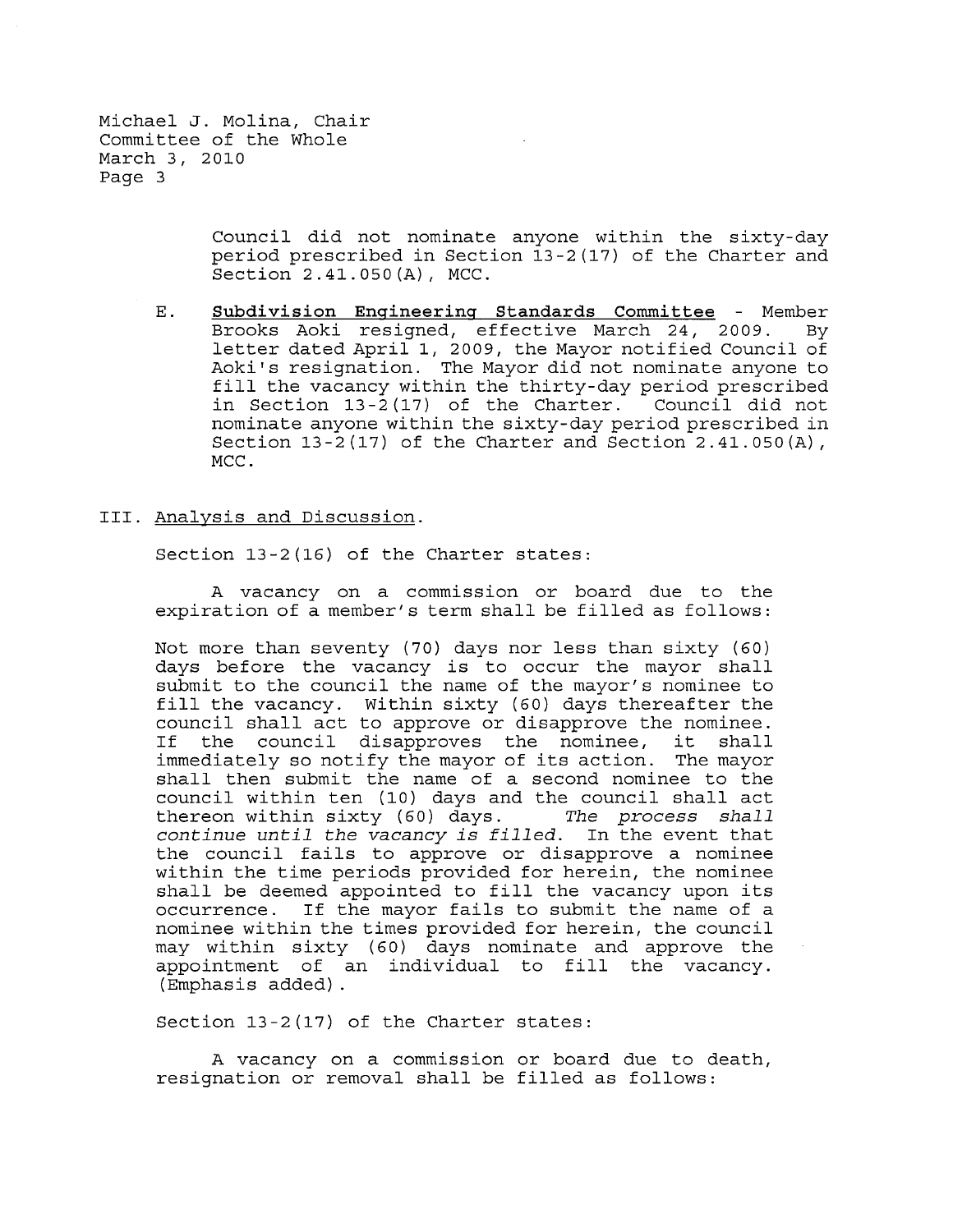Council did not nominate anyone within the sixty-day period prescribed in Section 13-2(17) of the Charter and Section 2.41.050(A), MCC.

E. **Subdivision Engineering Standards Committee** - Member Brooks Aoki resigned, effective March 24, 2009. By letter dated April 1, 2009, the Mayor notified Council of Aoki's resignation. The Mayor did not nominate anyone to fill the vacancy within the thirty-day period prescribed in Section 13-2(17) of the Charter. Council did not nominate anyone within the sixty-day period prescribed in Section 13-2(17) of the Charter and Section 2.41.050(A), MCC.

III. Analysis and Discussion.

Section 13-2(16) of the Charter states:

> A vacancy on a commission or board due to the expiration of a member's term shall be filled as follows:
>
> Not more than seventy (70) days nor less than sixty (60) days before the vacancy is to occur the mayor shall submit to the council the name of the mayor's nominee to fill the vacancy. Within sixty (60) days thereafter the council shall act to approve or disapprove the nominee. If the council disapproves the nominee, it shall immediately so notify the mayor of its action. The mayor shall then submit the name of a second nominee to the council within ten (10) days and the council shall act thereon within sixty (60) days. *The process shall continue until the vacancy is filled.* In the event that the council fails to approve or disapprove a nominee within the time periods provided for herein, the nominee shall be deemed appointed to fill the vacancy upon its occurrence. If the mayor fails to submit the name of a nominee within the times provided for herein, the council may within sixty (60) days nominate and approve the appointment of an individual to fill the vacancy. (Emphasis added).

Section 13-2(17) of the Charter states:

> A vacancy on a commission or board due to death, resignation or removal shall be filled as follows: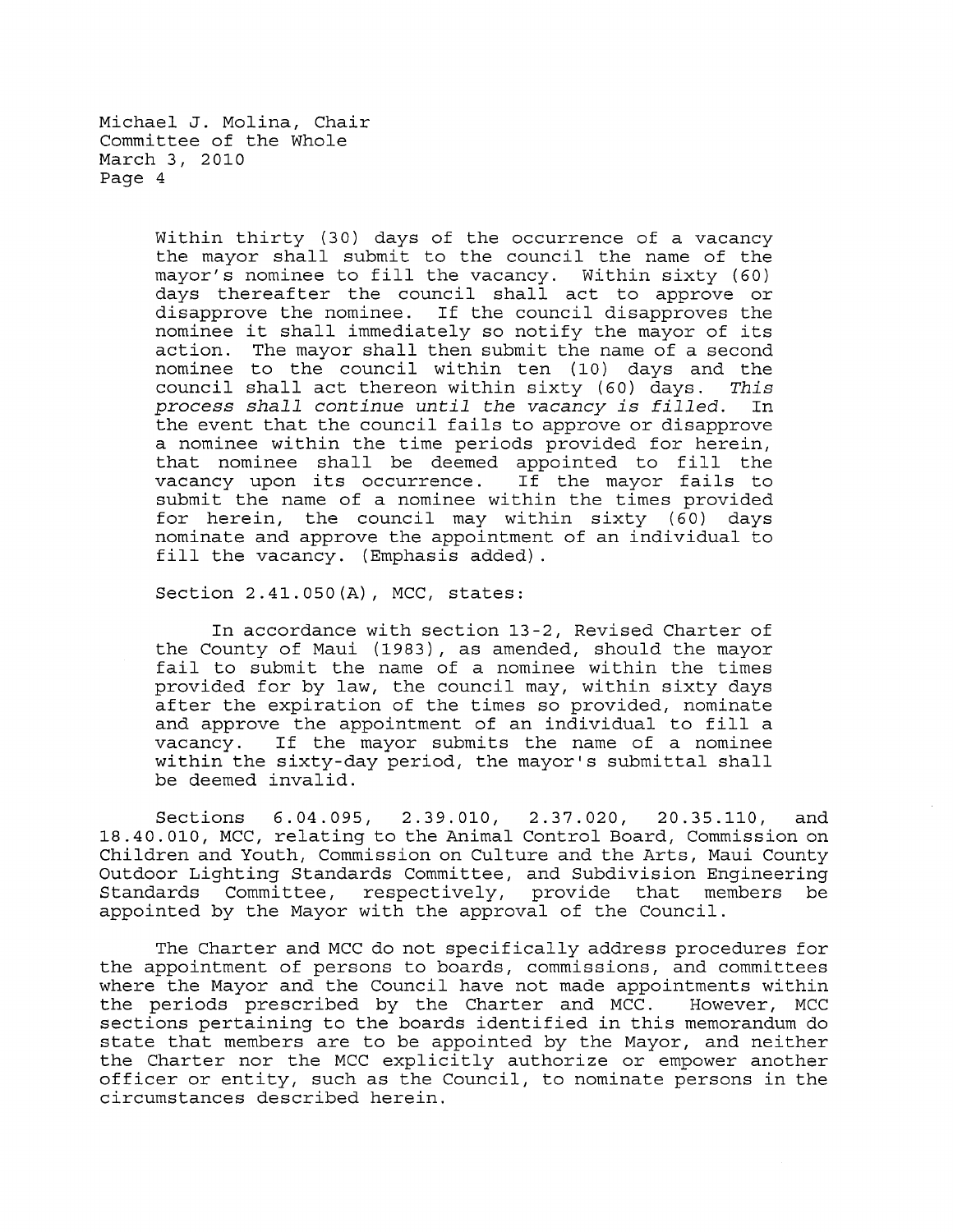> Within thirty (30) days of the occurrence of a vacancy the mayor shall submit to the council the name of the mayor's nominee to fill the vacancy. Within sixty (60) days thereafter the council shall act to approve or disapprove the nominee. If the council disapproves the nominee it shall immediately so notify the mayor of its action. The mayor shall then submit the name of a second nominee to the council within ten (10) days and the council shall act thereon within sixty (60) days. *This process shall continue until the vacancy is filled.* In the event that the council fails to approve or disapprove a nominee within the time periods provided for herein, that nominee shall be deemed appointed to fill the vacancy upon its occurrence. If the mayor fails to submit the name of a nominee within the times provided for herein, the council may within sixty (60) days nominate and approve the appointment of an individual to fill the vacancy. (Emphasis added).

Section 2.41.050(A), MCC, states:

> In accordance with section 13-2, Revised Charter of the County of Maui (1983), as amended, should the mayor fail to submit the name of a nominee within the times provided for by law, the council may, within sixty days after the expiration of the times so provided, nominate and approve the appointment of an individual to fill a vacancy. If the mayor submits the name of a nominee within the sixty-day period, the mayor's submittal shall be deemed invalid.

Sections 6.04.095, 2.39.010, 2.37.020, 20.35.110, and 18.40.010, MCC, relating to the Animal Control Board, Commission on Children and Youth, Commission on Culture and the Arts, Maui County Outdoor Lighting Standards Committee, and Subdivision Engineering Standards Committee, respectively, provide that members be appointed by the Mayor with the approval of the Council.

The Charter and MCC do not specifically address procedures for the appointment of persons to boards, commissions, and committees where the Mayor and the Council have not made appointments within the periods prescribed by the Charter and MCC. However, MCC sections pertaining to the boards identified in this memorandum do state that members are to be appointed by the Mayor, and neither the Charter nor the MCC explicitly authorize or empower another officer or entity, such as the Council, to nominate persons in the circumstances described herein.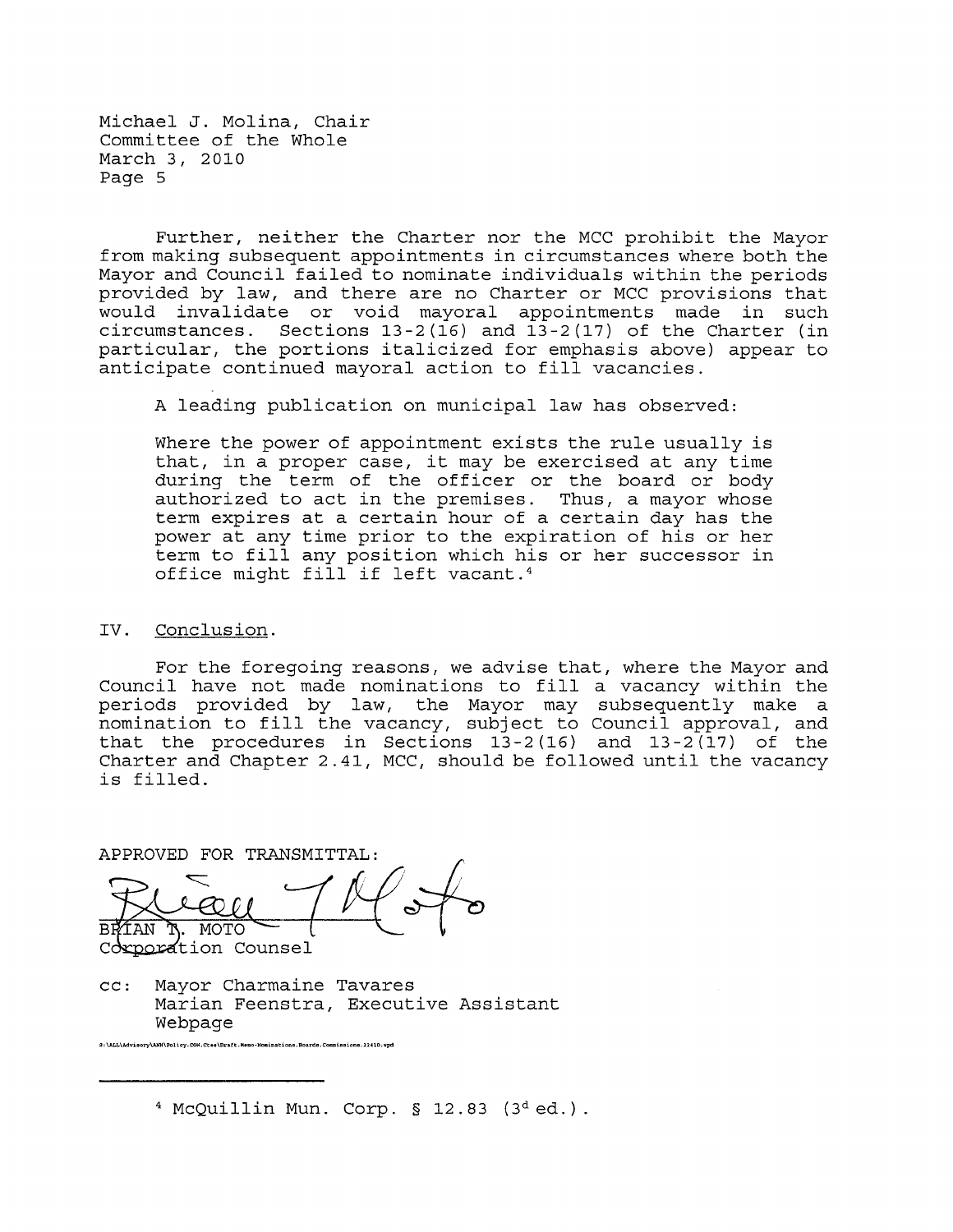Further, neither the Charter nor the MCC prohibit the Mayor from making subsequent appointments in circumstances where both the Mayor and Council failed to nominate individuals within the periods provided by law, and there are no Charter or MCC provisions that would invalidate or void mayoral appointments made in such circumstances. Sections 13-2(16) and 13-2(17) of the Charter (in particular, the portions italicized for emphasis above) appear to anticipate continued mayoral action to fill vacancies.

A leading publication on municipal law has observed:

> Where the power of appointment exists the rule usually is that, in a proper case, it may be exercised at any time during the term of the officer or the board or body authorized to act in the premises. Thus, a mayor whose term expires at a certain hour of a certain day has the power at any time prior to the expiration of his or her term to fill any position which his or her successor in office might fill if left vacant.[4]

## IV. Conclusion.

For the foregoing reasons, we advise that, where the Mayor and Council have not made nominations to fill a vacancy within the periods provided by law, the Mayor may subsequently make a nomination to fill the vacancy, subject to Council approval, and that the procedures in Sections 13-2(16) and 13-2(17) of the Charter and Chapter 2.41, MCC, should be followed until the vacancy is filled.

APPROVED FOR TRANSMITTAL:

BRIAN T. MOTO
Corporation Counsel

cc: Mayor Charmaine Tavares
Marian Feenstra, Executive Assistant
Webpage

S:\ALL\Advisory\AKH\Policy.COW.Ctee\Draft.Memo-Nominations.Boards.Commissions.22410.wpd

---

[4] McQuillin Mun. Corp. § 12.83 (3d ed.).